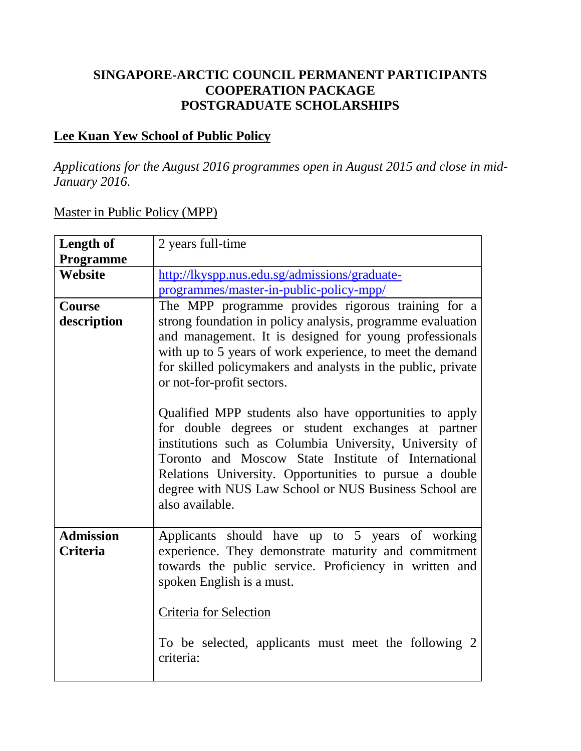# SINGAPORE-ARCTIC COUNCIL PERMANENT PARTICIPANTS COOPERATION PACKAGE POSTGRADUATE SCHOLARSHIPS

## Lee Kuan Yew School of Public Policy

*Applications for the August 2016 programmes open in August 2015 and close in mid-January 2016.*

### Master in Public Policy (MPP)

| | |
|---|---|
| **Length of Programme** | 2 years full-time |
| **Website** | http://lkyspp.nus.edu.sg/admissions/graduate-programmes/master-in-public-policy-mpp/ |
| **Course description** | The MPP programme provides rigorous training for a strong foundation in policy analysis, programme evaluation and management. It is designed for young professionals with up to 5 years of work experience, to meet the demand for skilled policymakers and analysts in the public, private or not-for-profit sectors.<br><br>Qualified MPP students also have opportunities to apply for double degrees or student exchanges at partner institutions such as Columbia University, University of Toronto and Moscow State Institute of International Relations University. Opportunities to pursue a double degree with NUS Law School or NUS Business School are also available. |
| **Admission Criteria** | Applicants should have up to 5 years of working experience. They demonstrate maturity and commitment towards the public service. Proficiency in written and spoken English is a must.<br><br>Criteria for Selection<br><br>To be selected, applicants must meet the following 2 criteria: |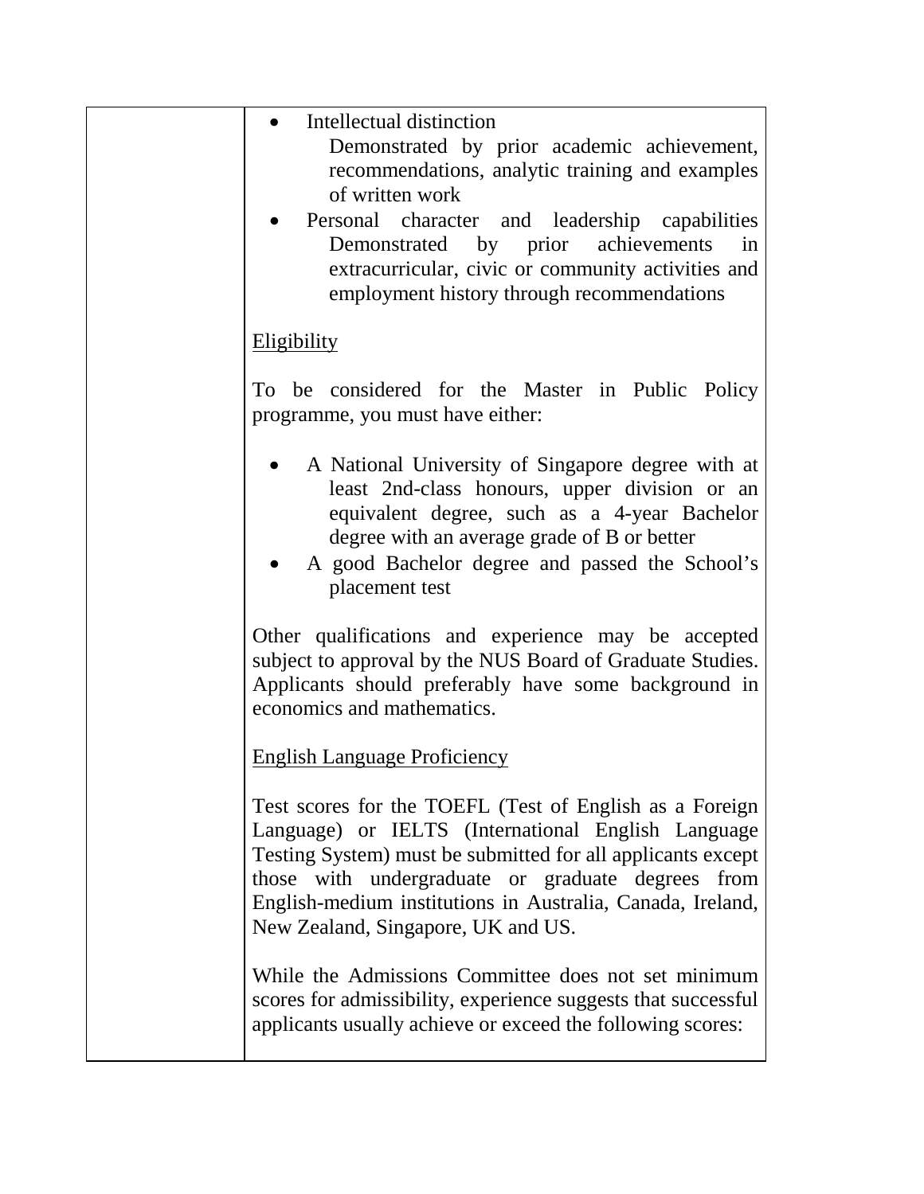| | • Intellectual distinction<br>Demonstrated by prior academic achievement, recommendations, analytic training and examples of written work<br>• Personal character and leadership capabilities<br>Demonstrated by prior achievements in extracurricular, civic or community activities and employment history through recommendations<br><br><u>Eligibility</u><br><br>To be considered for the Master in Public Policy programme, you must have either:<br><br>• A National University of Singapore degree with at least 2nd-class honours, upper division or an equivalent degree, such as a 4-year Bachelor degree with an average grade of B or better<br>• A good Bachelor degree and passed the School's placement test<br><br>Other qualifications and experience may be accepted subject to approval by the NUS Board of Graduate Studies. Applicants should preferably have some background in economics and mathematics.<br><br><u>English Language Proficiency</u><br><br>Test scores for the TOEFL (Test of English as a Foreign Language) or IELTS (International English Language Testing System) must be submitted for all applicants except those with undergraduate or graduate degrees from English-medium institutions in Australia, Canada, Ireland, New Zealand, Singapore, UK and US.<br><br>While the Admissions Committee does not set minimum scores for admissibility, experience suggests that successful applicants usually achieve or exceed the following scores: |
|---|---|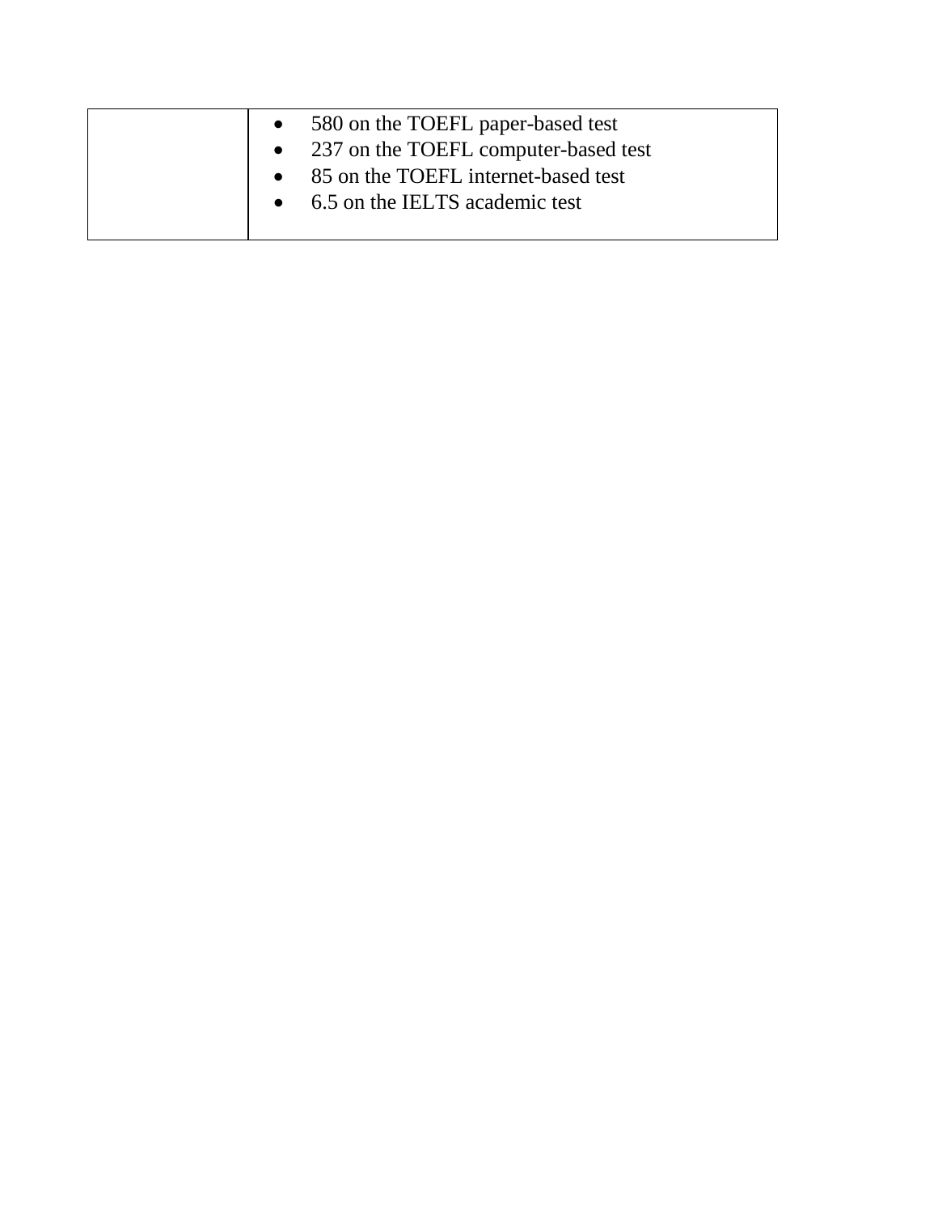| | |
|---|---|
| | • 580 on the TOEFL paper-based test<br>• 237 on the TOEFL computer-based test<br>• 85 on the TOEFL internet-based test<br>• 6.5 on the IELTS academic test |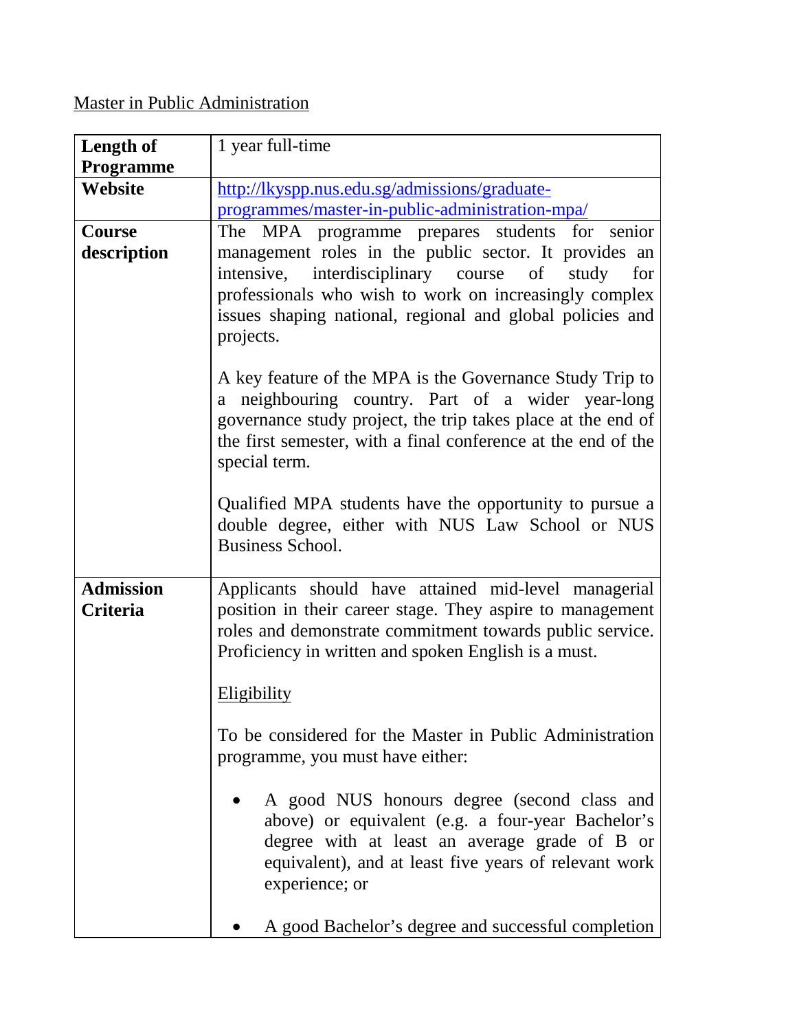Master in Public Administration

| Length of Programme | 1 year full-time |
|---|---|
| **Website** | http://lkyspp.nus.edu.sg/admissions/graduate-programmes/master-in-public-administration-mpa/ |
| **Course description** | The MPA programme prepares students for senior management roles in the public sector. It provides an intensive, interdisciplinary course of study for professionals who wish to work on increasingly complex issues shaping national, regional and global policies and projects.<br><br>A key feature of the MPA is the Governance Study Trip to a neighbouring country. Part of a wider year-long governance study project, the trip takes place at the end of the first semester, with a final conference at the end of the special term.<br><br>Qualified MPA students have the opportunity to pursue a double degree, either with NUS Law School or NUS Business School. |
| **Admission Criteria** | Applicants should have attained mid-level managerial position in their career stage. They aspire to management roles and demonstrate commitment towards public service. Proficiency in written and spoken English is a must.<br><br>Eligibility<br><br>To be considered for the Master in Public Administration programme, you must have either:<br><br>• A good NUS honours degree (second class and above) or equivalent (e.g. a four-year Bachelor's degree with at least an average grade of B or equivalent), and at least five years of relevant work experience; or<br><br>• A good Bachelor's degree and successful completion |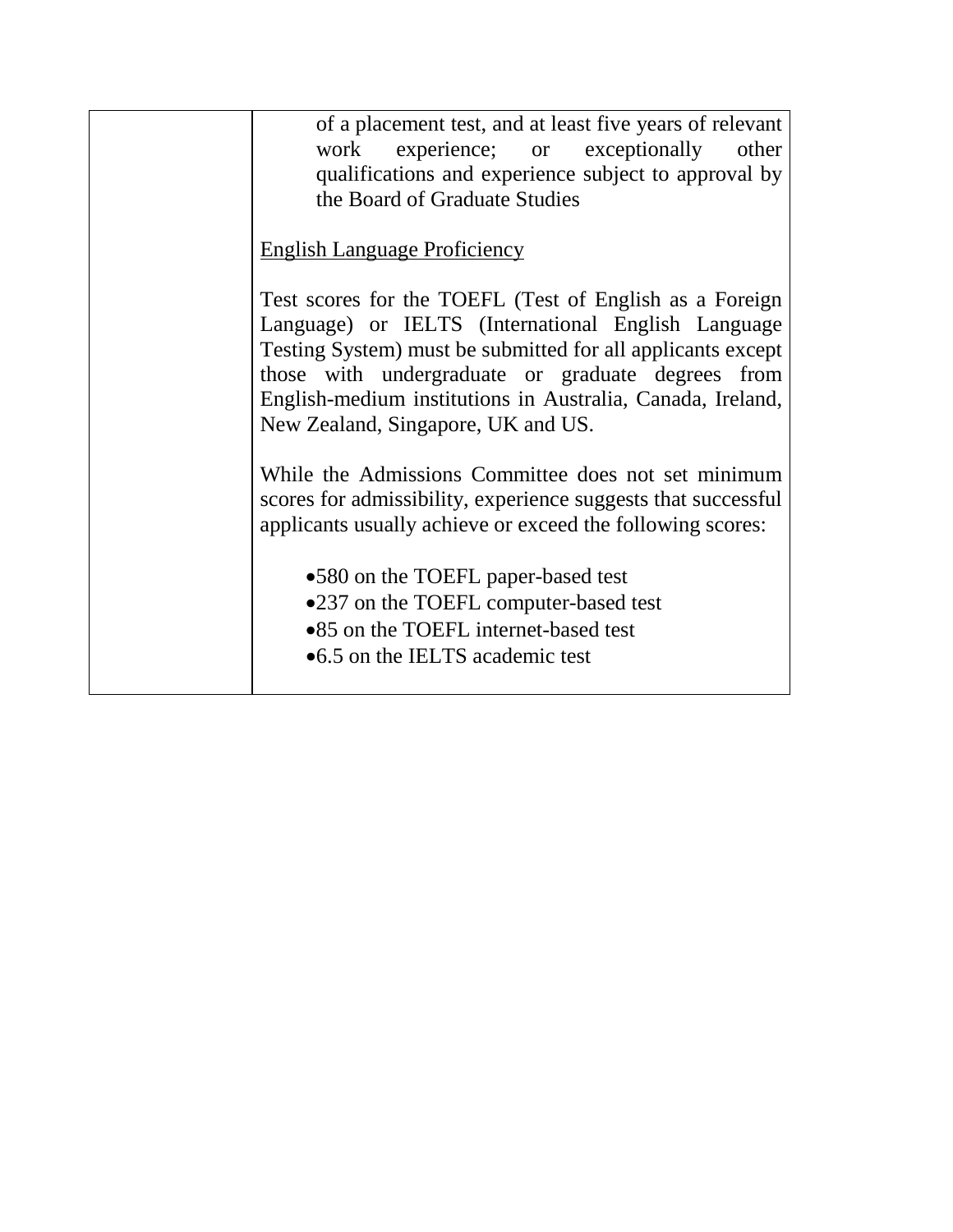| | of a placement test, and at least five years of relevant work experience; or exceptionally other qualifications and experience subject to approval by the Board of Graduate Studies<br><br><u>English Language Proficiency</u><br><br>Test scores for the TOEFL (Test of English as a Foreign Language) or IELTS (International English Language Testing System) must be submitted for all applicants except those with undergraduate or graduate degrees from English-medium institutions in Australia, Canada, Ireland, New Zealand, Singapore, UK and US.<br><br>While the Admissions Committee does not set minimum scores for admissibility, experience suggests that successful applicants usually achieve or exceed the following scores:<br><br>• 580 on the TOEFL paper-based test<br>• 237 on the TOEFL computer-based test<br>• 85 on the TOEFL internet-based test<br>• 6.5 on the IELTS academic test |
|---|---|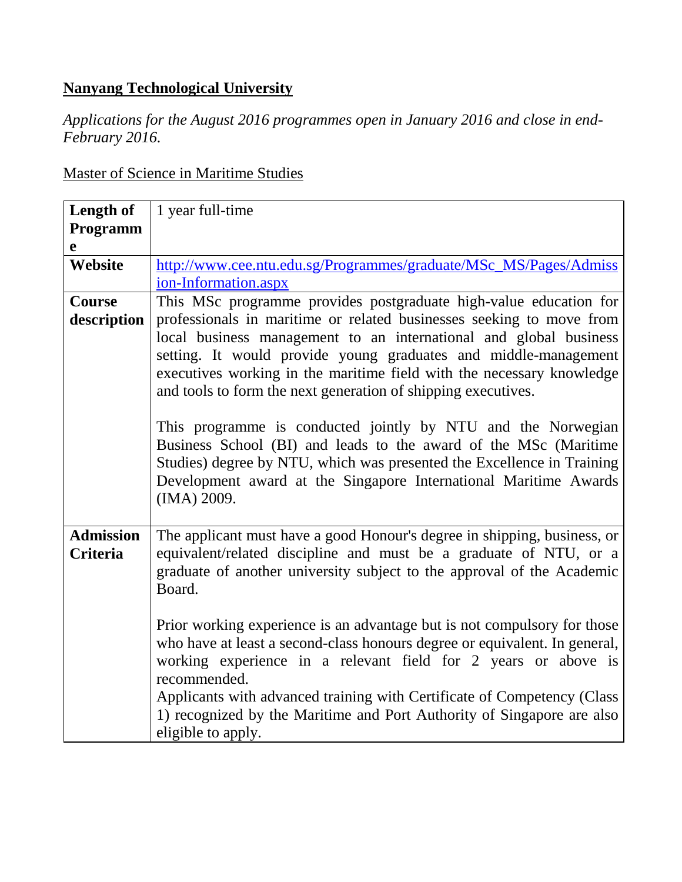**Nanyang Technological University**

*Applications for the August 2016 programmes open in January 2016 and close in end-February 2016.*

Master of Science in Maritime Studies

| | |
|---|---|
| **Length of Programme** | 1 year full-time |
| **Website** | http://www.cee.ntu.edu.sg/Programmes/graduate/MSc_MS/Pages/Admission-Information.aspx |
| **Course description** | This MSc programme provides postgraduate high-value education for professionals in maritime or related businesses seeking to move from local business management to an international and global business setting. It would provide young graduates and middle-management executives working in the maritime field with the necessary knowledge and tools to form the next generation of shipping executives.<br><br>This programme is conducted jointly by NTU and the Norwegian Business School (BI) and leads to the award of the MSc (Maritime Studies) degree by NTU, which was presented the Excellence in Training Development award at the Singapore International Maritime Awards (IMA) 2009. |
| **Admission Criteria** | The applicant must have a good Honour's degree in shipping, business, or equivalent/related discipline and must be a graduate of NTU, or a graduate of another university subject to the approval of the Academic Board.<br><br>Prior working experience is an advantage but is not compulsory for those who have at least a second-class honours degree or equivalent. In general, working experience in a relevant field for 2 years or above is recommended.<br>Applicants with advanced training with Certificate of Competency (Class 1) recognized by the Maritime and Port Authority of Singapore are also eligible to apply. |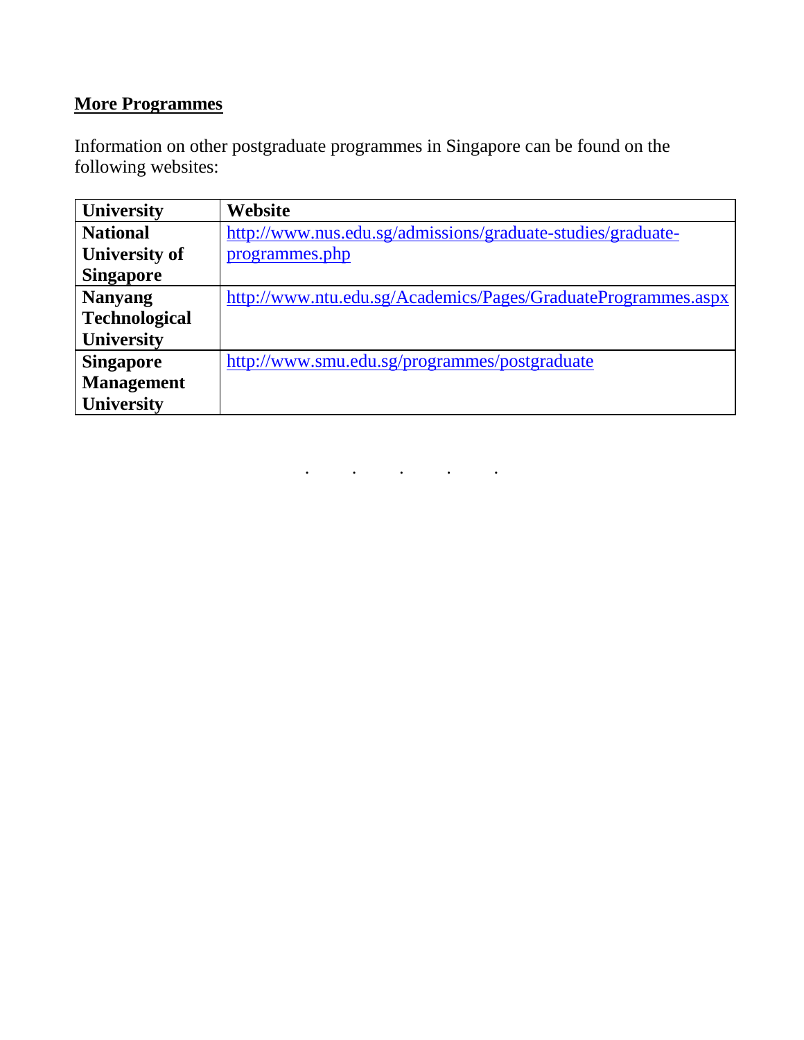## More Programmes

Information on other postgraduate programmes in Singapore can be found on the following websites:

| University | Website |
|---|---|
| **National University of Singapore** | http://www.nus.edu.sg/admissions/graduate-studies/graduate-programmes.php |
| **Nanyang Technological University** | http://www.ntu.edu.sg/Academics/Pages/GraduateProgrammes.aspx |
| **Singapore Management University** | http://www.smu.edu.sg/programmes/postgraduate |

. . . . .